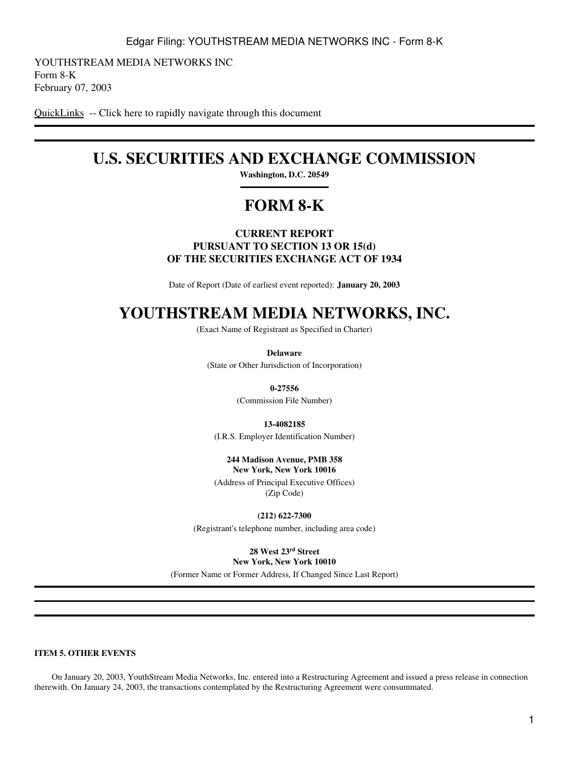YOUTHSTREAM MEDIA NETWORKS INC
Form 8-K
February 07, 2003

QuickLinks -- Click here to rapidly navigate through this document

# U.S. SECURITIES AND EXCHANGE COMMISSION

**Washington, D.C. 20549**

# FORM 8-K

**CURRENT REPORT
PURSUANT TO SECTION 13 OR 15(d)
OF THE SECURITIES EXCHANGE ACT OF 1934**

Date of Report (Date of earliest event reported): **January 20, 2003**

# YOUTHSTREAM MEDIA NETWORKS, INC.

(Exact Name of Registrant as Specified in Charter)

**Delaware**
(State or Other Jurisdiction of Incorporation)

**0-27556**
(Commission File Number)

**13-4082185**
(I.R.S. Employer Identification Number)

**244 Madison Avenue, PMB 358
New York, New York 10016**
(Address of Principal Executive Offices)
(Zip Code)

**(212) 622-7300**
(Registrant's telephone number, including area code)

**28 West 23rd Street
New York, New York 10010**
(Former Name or Former Address, If Changed Since Last Report)

**ITEM 5. OTHER EVENTS**

On January 20, 2003, YouthStream Media Networks, Inc. entered into a Restructuring Agreement and issued a press release in connection therewith. On January 24, 2003, the transactions contemplated by the Restructuring Agreement were consummated.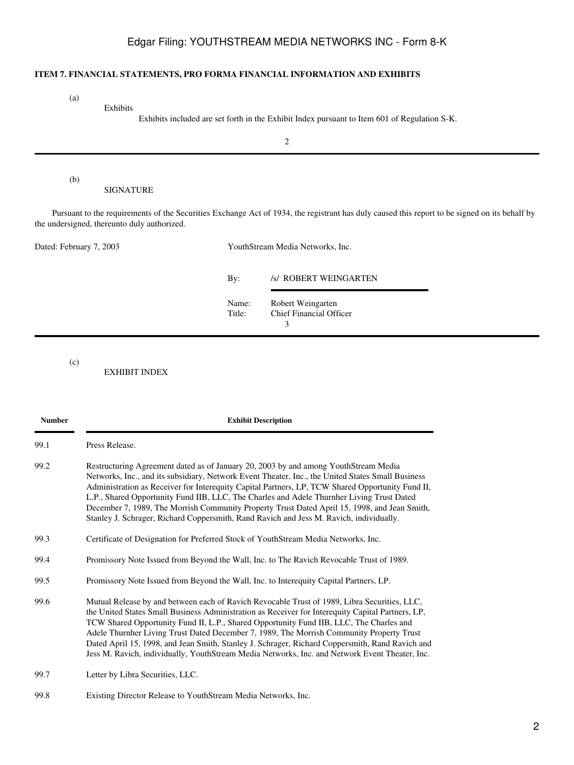**ITEM 7. FINANCIAL STATEMENTS, PRO FORMA FINANCIAL INFORMATION AND EXHIBITS**

(a) Exhibits

Exhibits included are set forth in the Exhibit Index pursuant to Item 601 of Regulation S-K.

(b) SIGNATURE

Pursuant to the requirements of the Securities Exchange Act of 1934, the registrant has duly caused this report to be signed on its behalf by the undersigned, thereunto duly authorized.

Dated: February 7, 2003

YouthStream Media Networks, Inc.

By: /s/ ROBERT WEINGARTEN

Name: Robert Weingarten
Title: Chief Financial Officer

(c) EXHIBIT INDEX

| Number | Exhibit Description |
|---|---|
| 99.1 | Press Release. |
| 99.2 | Restructuring Agreement dated as of January 20, 2003 by and among YouthStream Media Networks, Inc., and its subsidiary, Network Event Theater, Inc., the United States Small Business Administration as Receiver for Interequity Capital Partners, LP, TCW Shared Opportunity Fund II, L.P., Shared Opportunity Fund IIB, LLC, The Charles and Adele Thurnher Living Trust Dated December 7, 1989, The Morrish Community Property Trust Dated April 15, 1998, and Jean Smith, Stanley J. Schrager, Richard Coppersmith, Rand Ravich and Jess M. Ravich, individually. |
| 99.3 | Certificate of Designation for Preferred Stock of YouthStream Media Networks, Inc. |
| 99.4 | Promissory Note Issued from Beyond the Wall, Inc. to The Ravich Revocable Trust of 1989. |
| 99.5 | Promissory Note Issued from Beyond the Wall, Inc. to Interequity Capital Partners, LP. |
| 99.6 | Mutual Release by and between each of Ravich Revocable Trust of 1989, Libra Securities, LLC, the United States Small Business Administration as Receiver for Interequity Capital Partners, LP, TCW Shared Opportunity Fund II, L.P., Shared Opportunity Fund IIB, LLC, The Charles and Adele Thurnher Living Trust Dated December 7, 1989, The Morrish Community Property Trust Dated April 15, 1998, and Jean Smith, Stanley J. Schrager, Richard Coppersmith, Rand Ravich and Jess M. Ravich, individually, YouthStream Media Networks, Inc. and Network Event Theater, Inc. |
| 99.7 | Letter by Libra Securities, LLC. |
| 99.8 | Existing Director Release to YouthStream Media Networks, Inc. |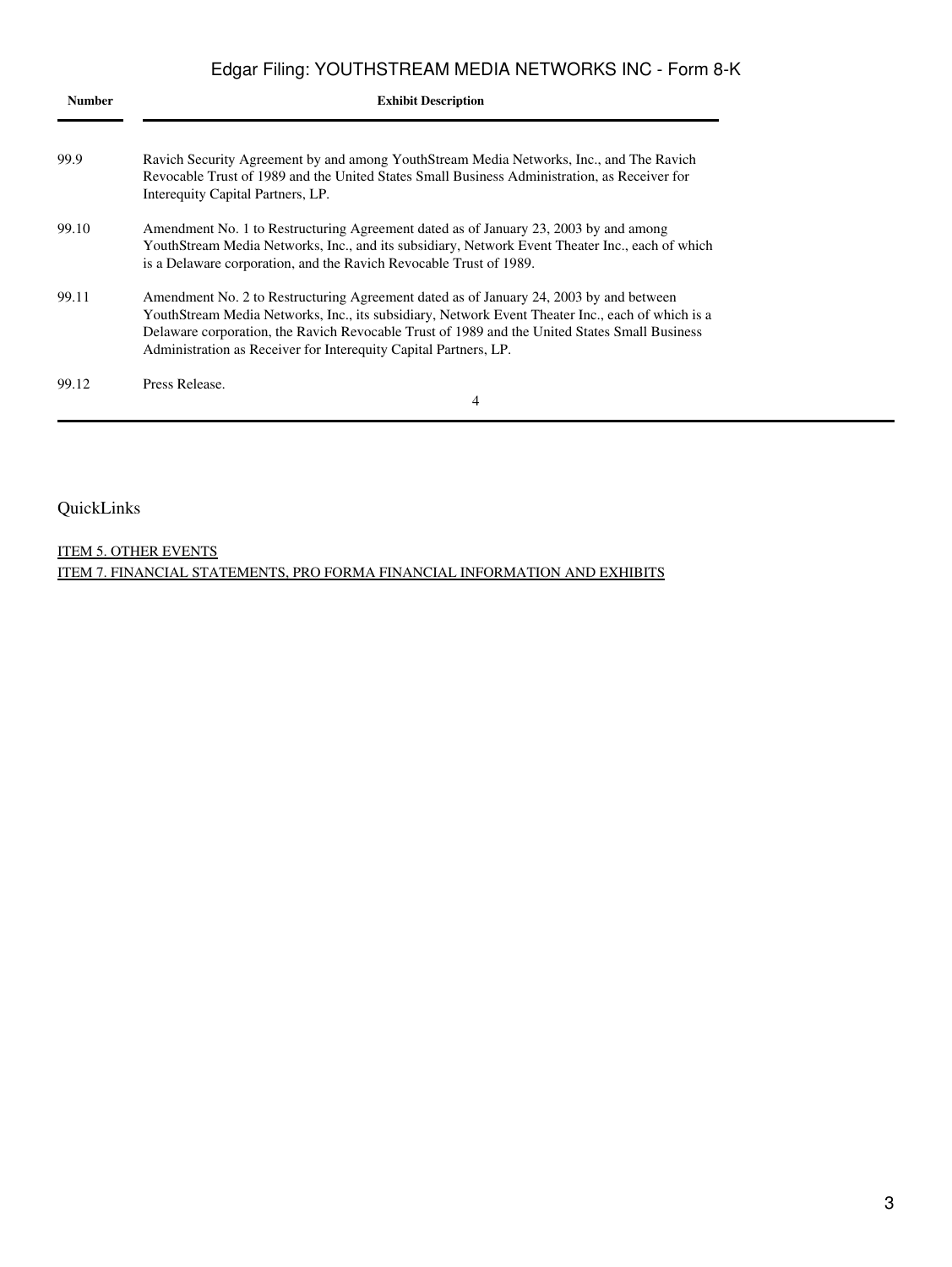| Number | Exhibit Description |
| --- | --- |
| 99.9 | Ravich Security Agreement by and among YouthStream Media Networks, Inc., and The Ravich Revocable Trust of 1989 and the United States Small Business Administration, as Receiver for Interequity Capital Partners, LP. |
| 99.10 | Amendment No. 1 to Restructuring Agreement dated as of January 23, 2003 by and among YouthStream Media Networks, Inc., and its subsidiary, Network Event Theater Inc., each of which is a Delaware corporation, and the Ravich Revocable Trust of 1989. |
| 99.11 | Amendment No. 2 to Restructuring Agreement dated as of January 24, 2003 by and between YouthStream Media Networks, Inc., its subsidiary, Network Event Theater Inc., each of which is a Delaware corporation, the Ravich Revocable Trust of 1989 and the United States Small Business Administration as Receiver for Interequity Capital Partners, LP. |
| 99.12 | Press Release. |

QuickLinks

ITEM 5. OTHER EVENTS

ITEM 7. FINANCIAL STATEMENTS, PRO FORMA FINANCIAL INFORMATION AND EXHIBITS